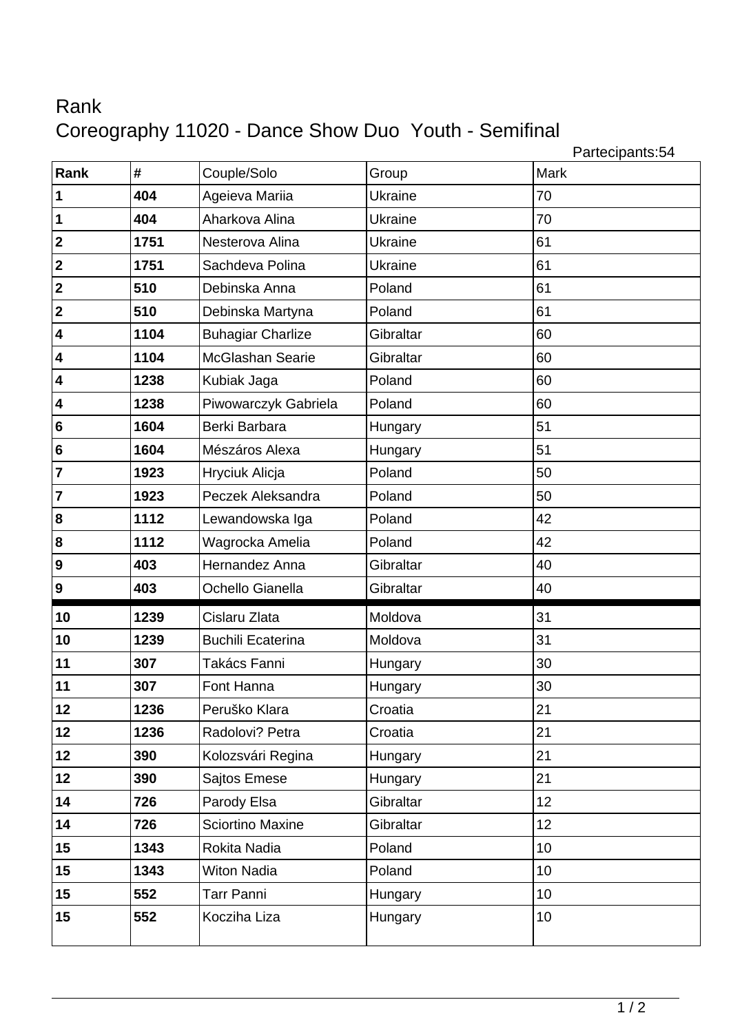# Rank

## Coreography 11020 - Dance Show Duo Youth - Semifinal

Partecipants:54

| Rank | # | Couple/Solo | Group | Mark |
|---|---|---|---|---|
| **1** | **404** | Ageieva Mariia | Ukraine | 70 |
| **1** | **404** | Aharkova Alina | Ukraine | 70 |
| **2** | **1751** | Nesterova Alina | Ukraine | 61 |
| **2** | **1751** | Sachdeva Polina | Ukraine | 61 |
| **2** | **510** | Debinska Anna | Poland | 61 |
| **2** | **510** | Debinska Martyna | Poland | 61 |
| **4** | **1104** | Buhagiar Charlize | Gibraltar | 60 |
| **4** | **1104** | McGlashan Searie | Gibraltar | 60 |
| **4** | **1238** | Kubiak Jaga | Poland | 60 |
| **4** | **1238** | Piwowarczyk Gabriela | Poland | 60 |
| **6** | **1604** | Berki Barbara | Hungary | 51 |
| **6** | **1604** | Mészáros Alexa | Hungary | 51 |
| **7** | **1923** | Hryciuk Alicja | Poland | 50 |
| **7** | **1923** | Peczek Aleksandra | Poland | 50 |
| **8** | **1112** | Lewandowska Iga | Poland | 42 |
| **8** | **1112** | Wagrocka Amelia | Poland | 42 |
| **9** | **403** | Hernandez Anna | Gibraltar | 40 |
| **9** | **403** | Ochello Gianella | Gibraltar | 40 |
| **10** | **1239** | Cislaru Zlata | Moldova | 31 |
| **10** | **1239** | Buchili Ecaterina | Moldova | 31 |
| **11** | **307** | Takács Fanni | Hungary | 30 |
| **11** | **307** | Font Hanna | Hungary | 30 |
| **12** | **1236** | Peruško Klara | Croatia | 21 |
| **12** | **1236** | Radolovi? Petra | Croatia | 21 |
| **12** | **390** | Kolozsvári Regina | Hungary | 21 |
| **12** | **390** | Sajtos Emese | Hungary | 21 |
| **14** | **726** | Parody Elsa | Gibraltar | 12 |
| **14** | **726** | Sciortino Maxine | Gibraltar | 12 |
| **15** | **1343** | Rokita Nadia | Poland | 10 |
| **15** | **1343** | Witon Nadia | Poland | 10 |
| **15** | **552** | Tarr Panni | Hungary | 10 |
| **15** | **552** | Kocziha Liza | Hungary | 10 |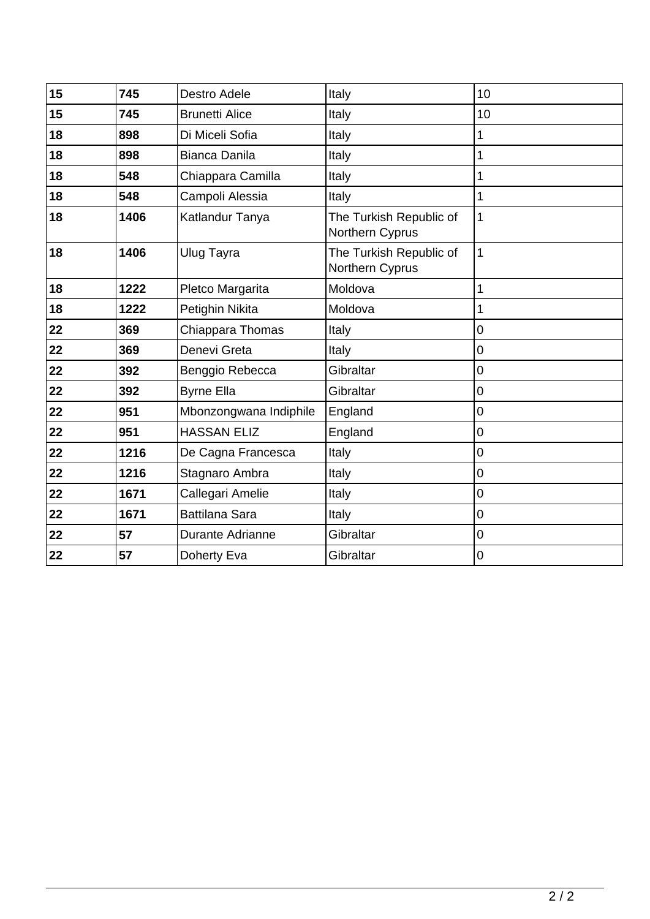| | | | | |
|---|---|---|---|---|
| **15** | **745** | Destro Adele | Italy | 10 |
| **15** | **745** | Brunetti Alice | Italy | 10 |
| **18** | **898** | Di Miceli Sofia | Italy | 1 |
| **18** | **898** | Bianca Danila | Italy | 1 |
| **18** | **548** | Chiappara Camilla | Italy | 1 |
| **18** | **548** | Campoli Alessia | Italy | 1 |
| **18** | **1406** | Katlandur Tanya | The Turkish Republic of Northern Cyprus | 1 |
| **18** | **1406** | Ulug Tayra | The Turkish Republic of Northern Cyprus | 1 |
| **18** | **1222** | Pletco Margarita | Moldova | 1 |
| **18** | **1222** | Petighin Nikita | Moldova | 1 |
| **22** | **369** | Chiappara Thomas | Italy | 0 |
| **22** | **369** | Denevi Greta | Italy | 0 |
| **22** | **392** | Benggio Rebecca | Gibraltar | 0 |
| **22** | **392** | Byrne Ella | Gibraltar | 0 |
| **22** | **951** | Mbonzongwana Indiphile | England | 0 |
| **22** | **951** | HASSAN ELIZ | England | 0 |
| **22** | **1216** | De Cagna Francesca | Italy | 0 |
| **22** | **1216** | Stagnaro Ambra | Italy | 0 |
| **22** | **1671** | Callegari Amelie | Italy | 0 |
| **22** | **1671** | Battilana Sara | Italy | 0 |
| **22** | **57** | Durante Adrianne | Gibraltar | 0 |
| **22** | **57** | Doherty Eva | Gibraltar | 0 |